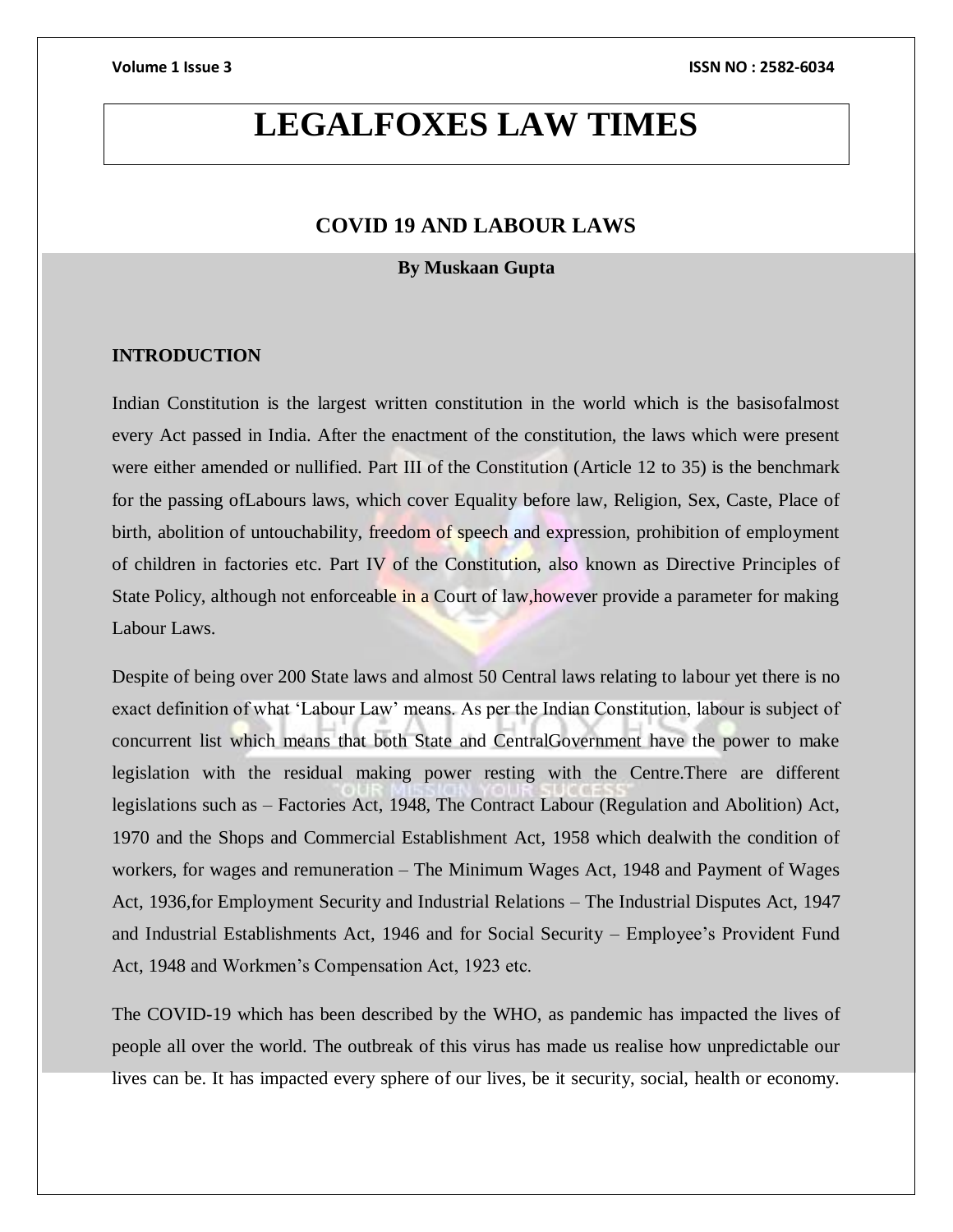# LEGALFOXES LAW TIMES

## COVID 19 AND LABOUR LAWS

**By Muskaan Gupta**

### INTRODUCTION

Indian Constitution is the largest written constitution in the world which is the basisofalmost every Act passed in India. After the enactment of the constitution, the laws which were present were either amended or nullified. Part III of the Constitution (Article 12 to 35) is the benchmark for the passing ofLabours laws, which cover Equality before law, Religion, Sex, Caste, Place of birth, abolition of untouchability, freedom of speech and expression, prohibition of employment of children in factories etc. Part IV of the Constitution, also known as Directive Principles of State Policy, although not enforceable in a Court of law,however provide a parameter for making Labour Laws.

Despite of being over 200 State laws and almost 50 Central laws relating to labour yet there is no exact definition of what 'Labour Law' means. As per the Indian Constitution, labour is subject of concurrent list which means that both State and CentralGovernment have the power to make legislation with the residual making power resting with the Centre.There are different legislations such as – Factories Act, 1948, The Contract Labour (Regulation and Abolition) Act, 1970 and the Shops and Commercial Establishment Act, 1958 which dealwith the condition of workers, for wages and remuneration – The Minimum Wages Act, 1948 and Payment of Wages Act, 1936,for Employment Security and Industrial Relations – The Industrial Disputes Act, 1947 and Industrial Establishments Act, 1946 and for Social Security – Employee's Provident Fund Act, 1948 and Workmen's Compensation Act, 1923 etc.

The COVID-19 which has been described by the WHO, as pandemic has impacted the lives of people all over the world. The outbreak of this virus has made us realise how unpredictable our lives can be. It has impacted every sphere of our lives, be it security, social, health or economy.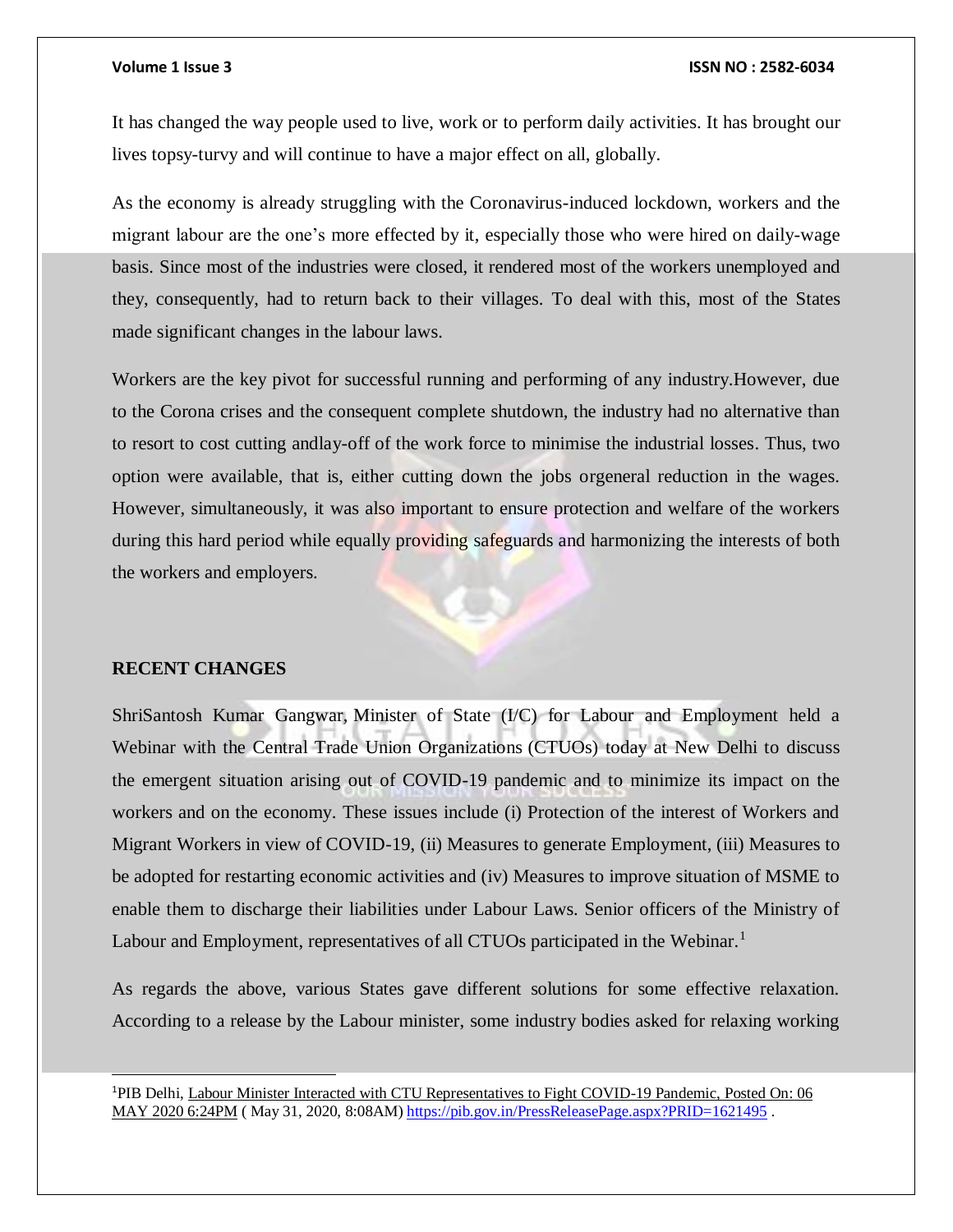It has changed the way people used to live, work or to perform daily activities. It has brought our lives topsy-turvy and will continue to have a major effect on all, globally.

As the economy is already struggling with the Coronavirus-induced lockdown, workers and the migrant labour are the one's more effected by it, especially those who were hired on daily-wage basis. Since most of the industries were closed, it rendered most of the workers unemployed and they, consequently, had to return back to their villages. To deal with this, most of the States made significant changes in the labour laws.

Workers are the key pivot for successful running and performing of any industry.However, due to the Corona crises and the consequent complete shutdown, the industry had no alternative than to resort to cost cutting andlay-off of the work force to minimise the industrial losses. Thus, two option were available, that is, either cutting down the jobs orgeneral reduction in the wages. However, simultaneously, it was also important to ensure protection and welfare of the workers during this hard period while equally providing safeguards and harmonizing the interests of both the workers and employers.

## RECENT CHANGES

ShriSantosh Kumar Gangwar, Minister of State (I/C) for Labour and Employment held a Webinar with the Central Trade Union Organizations (CTUOs) today at New Delhi to discuss the emergent situation arising out of COVID-19 pandemic and to minimize its impact on the workers and on the economy. These issues include (i) Protection of the interest of Workers and Migrant Workers in view of COVID-19, (ii) Measures to generate Employment, (iii) Measures to be adopted for restarting economic activities and (iv) Measures to improve situation of MSME to enable them to discharge their liabilities under Labour Laws. Senior officers of the Ministry of Labour and Employment, representatives of all CTUOs participated in the Webinar.[1]

As regards the above, various States gave different solutions for some effective relaxation. According to a release by the Labour minister, some industry bodies asked for relaxing working

---

[1]PIB Delhi, Labour Minister Interacted with CTU Representatives to Fight COVID-19 Pandemic, Posted On: 06 MAY 2020 6:24PM ( May 31, 2020, 8:08AM) https://pib.gov.in/PressReleasePage.aspx?PRID=1621495 .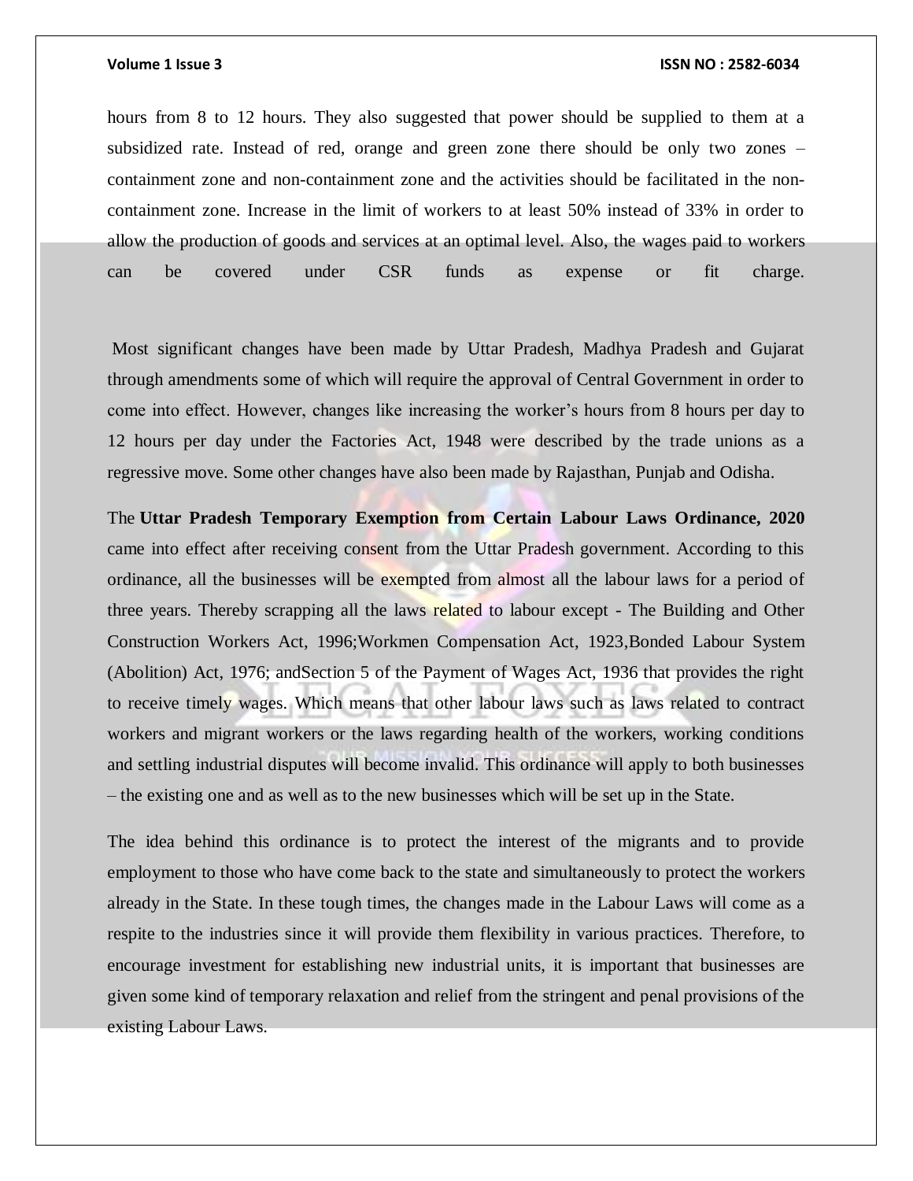hours from 8 to 12 hours. They also suggested that power should be supplied to them at a subsidized rate. Instead of red, orange and green zone there should be only two zones – containment zone and non-containment zone and the activities should be facilitated in the non-containment zone. Increase in the limit of workers to at least 50% instead of 33% in order to allow the production of goods and services at an optimal level. Also, the wages paid to workers can be covered under CSR funds as expense or fit charge.

Most significant changes have been made by Uttar Pradesh, Madhya Pradesh and Gujarat through amendments some of which will require the approval of Central Government in order to come into effect. However, changes like increasing the worker's hours from 8 hours per day to 12 hours per day under the Factories Act, 1948 were described by the trade unions as a regressive move. Some other changes have also been made by Rajasthan, Punjab and Odisha.

The **Uttar Pradesh Temporary Exemption from Certain Labour Laws Ordinance, 2020** came into effect after receiving consent from the Uttar Pradesh government. According to this ordinance, all the businesses will be exempted from almost all the labour laws for a period of three years. Thereby scrapping all the laws related to labour except - The Building and Other Construction Workers Act, 1996;Workmen Compensation Act, 1923,Bonded Labour System (Abolition) Act, 1976; andSection 5 of the Payment of Wages Act, 1936 that provides the right to receive timely wages. Which means that other labour laws such as laws related to contract workers and migrant workers or the laws regarding health of the workers, working conditions and settling industrial disputes will become invalid. This ordinance will apply to both businesses – the existing one and as well as to the new businesses which will be set up in the State.

The idea behind this ordinance is to protect the interest of the migrants and to provide employment to those who have come back to the state and simultaneously to protect the workers already in the State. In these tough times, the changes made in the Labour Laws will come as a respite to the industries since it will provide them flexibility in various practices. Therefore, to encourage investment for establishing new industrial units, it is important that businesses are given some kind of temporary relaxation and relief from the stringent and penal provisions of the existing Labour Laws.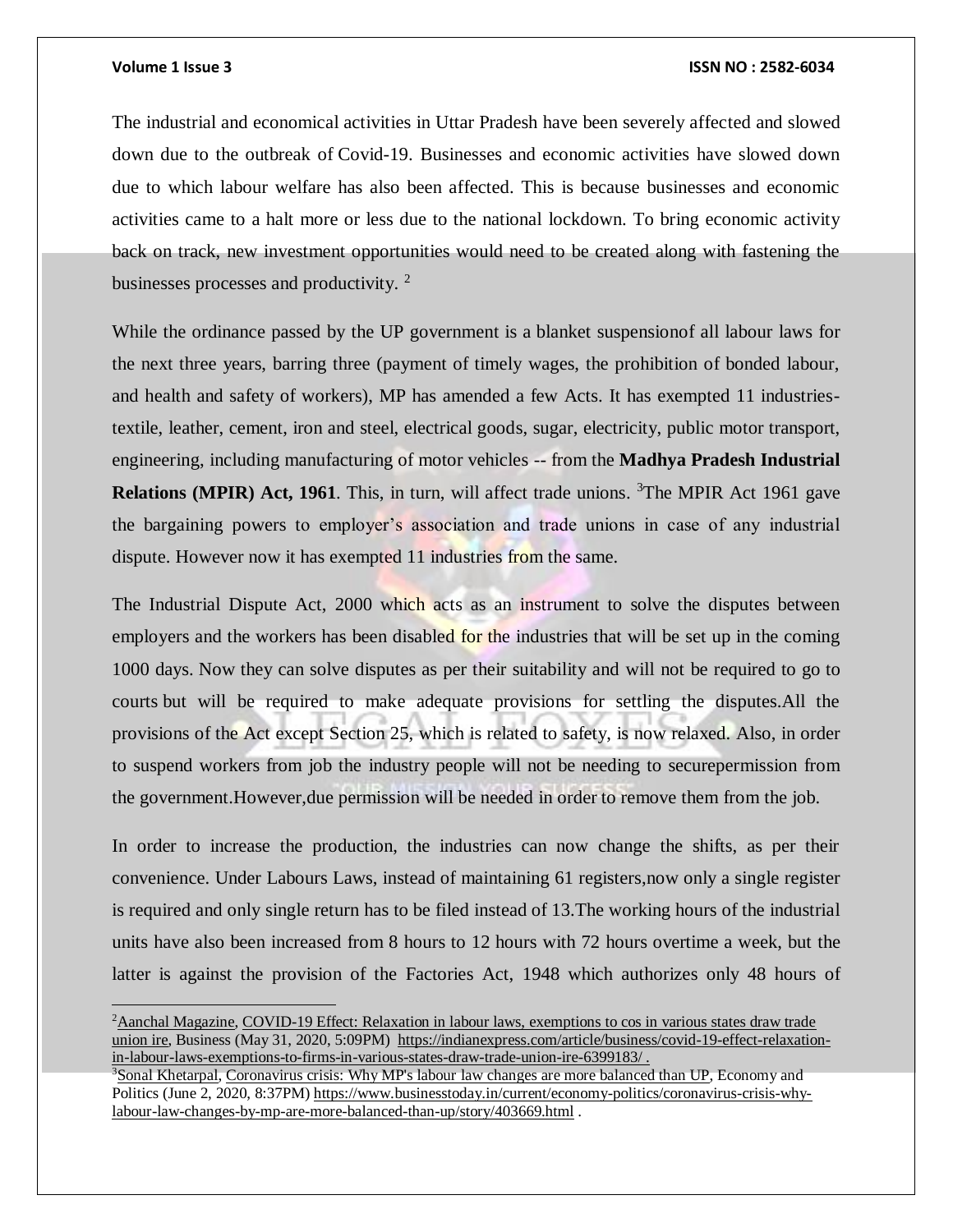The industrial and economical activities in Uttar Pradesh have been severely affected and slowed down due to the outbreak of Covid-19. Businesses and economic activities have slowed down due to which labour welfare has also been affected. This is because businesses and economic activities came to a halt more or less due to the national lockdown. To bring economic activity back on track, new investment opportunities would need to be created along with fastening the businesses processes and productivity. [2]

While the ordinance passed by the UP government is a blanket suspensionof all labour laws for the next three years, barring three (payment of timely wages, the prohibition of bonded labour, and health and safety of workers), MP has amended a few Acts. It has exempted 11 industries- textile, leather, cement, iron and steel, electrical goods, sugar, electricity, public motor transport, engineering, including manufacturing of motor vehicles -- from the **Madhya Pradesh Industrial Relations (MPIR) Act, 1961**. This, in turn, will affect trade unions. [3]The MPIR Act 1961 gave the bargaining powers to employer's association and trade unions in case of any industrial dispute. However now it has exempted 11 industries from the same.

The Industrial Dispute Act, 2000 which acts as an instrument to solve the disputes between employers and the workers has been disabled for the industries that will be set up in the coming 1000 days. Now they can solve disputes as per their suitability and will not be required to go to courts but will be required to make adequate provisions for settling the disputes.All the provisions of the Act except Section 25, which is related to safety, is now relaxed. Also, in order to suspend workers from job the industry people will not be needing to securepermission from the government.However,due permission will be needed in order to remove them from the job.

In order to increase the production, the industries can now change the shifts, as per their convenience. Under Labours Laws, instead of maintaining 61 registers,now only a single register is required and only single return has to be filed instead of 13.The working hours of the industrial units have also been increased from 8 hours to 12 hours with 72 hours overtime a week, but the latter is against the provision of the Factories Act, 1948 which authorizes only 48 hours of

---

[2]Aanchal Magazine, COVID-19 Effect: Relaxation in labour laws, exemptions to cos in various states draw trade union ire, Business (May 31, 2020, 5:09PM) https://indianexpress.com/article/business/covid-19-effect-relaxation-in-labour-laws-exemptions-to-firms-in-various-states-draw-trade-union-ire-6399183/ .

[3]Sonal Khetarpal, Coronavirus crisis: Why MP's labour law changes are more balanced than UP, Economy and Politics (June 2, 2020, 8:37PM) https://www.businesstoday.in/current/economy-politics/coronavirus-crisis-why-labour-law-changes-by-mp-are-more-balanced-than-up/story/403669.html .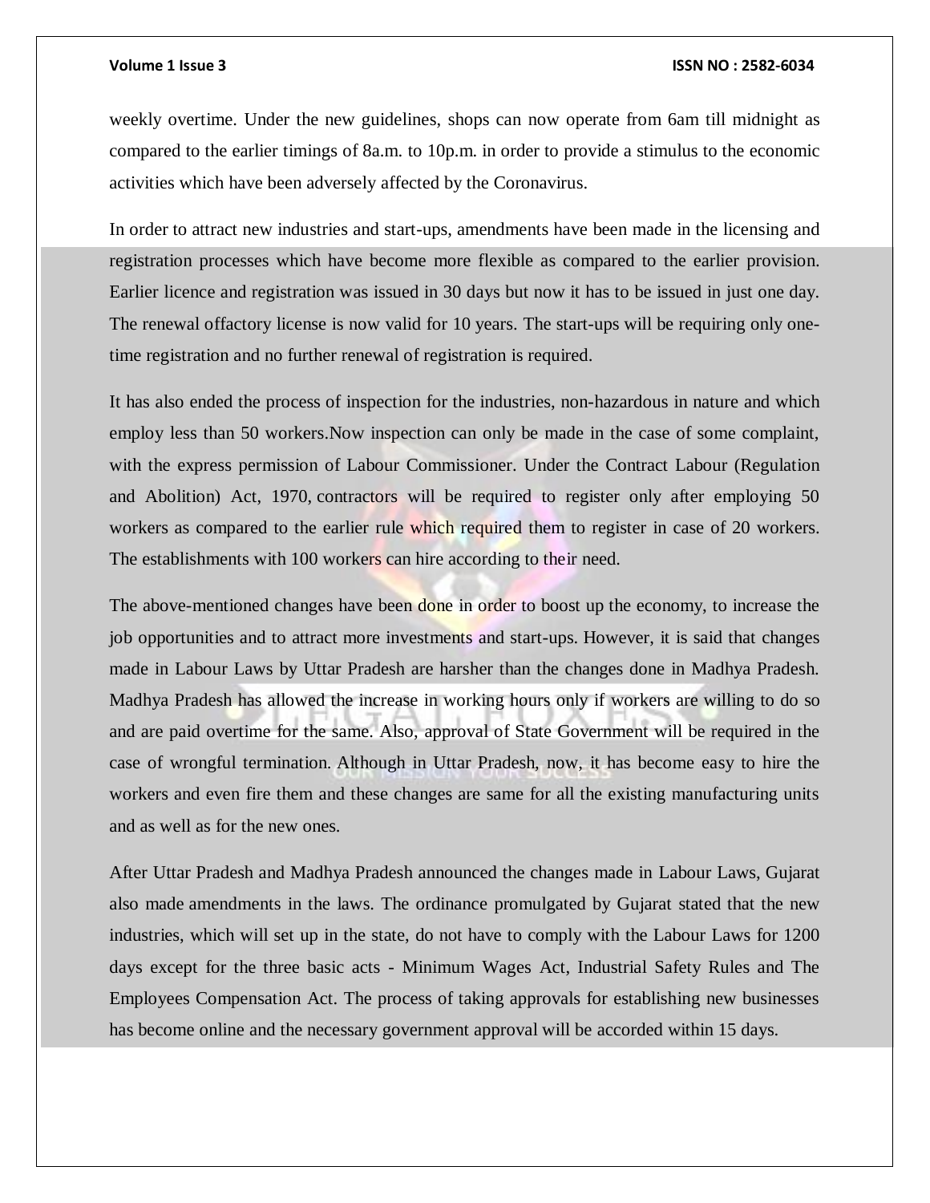weekly overtime. Under the new guidelines, shops can now operate from 6am till midnight as compared to the earlier timings of 8a.m. to 10p.m. in order to provide a stimulus to the economic activities which have been adversely affected by the Coronavirus.

In order to attract new industries and start-ups, amendments have been made in the licensing and registration processes which have become more flexible as compared to the earlier provision. Earlier licence and registration was issued in 30 days but now it has to be issued in just one day. The renewal offactory license is now valid for 10 years. The start-ups will be requiring only one-time registration and no further renewal of registration is required.

It has also ended the process of inspection for the industries, non-hazardous in nature and which employ less than 50 workers.Now inspection can only be made in the case of some complaint, with the express permission of Labour Commissioner. Under the Contract Labour (Regulation and Abolition) Act, 1970, contractors will be required to register only after employing 50 workers as compared to the earlier rule which required them to register in case of 20 workers. The establishments with 100 workers can hire according to their need.

The above-mentioned changes have been done in order to boost up the economy, to increase the job opportunities and to attract more investments and start-ups. However, it is said that changes made in Labour Laws by Uttar Pradesh are harsher than the changes done in Madhya Pradesh. Madhya Pradesh has allowed the increase in working hours only if workers are willing to do so and are paid overtime for the same. Also, approval of State Government will be required in the case of wrongful termination. Although in Uttar Pradesh, now, it has become easy to hire the workers and even fire them and these changes are same for all the existing manufacturing units and as well as for the new ones.

After Uttar Pradesh and Madhya Pradesh announced the changes made in Labour Laws, Gujarat also made amendments in the laws. The ordinance promulgated by Gujarat stated that the new industries, which will set up in the state, do not have to comply with the Labour Laws for 1200 days except for the three basic acts - Minimum Wages Act, Industrial Safety Rules and The Employees Compensation Act. The process of taking approvals for establishing new businesses has become online and the necessary government approval will be accorded within 15 days.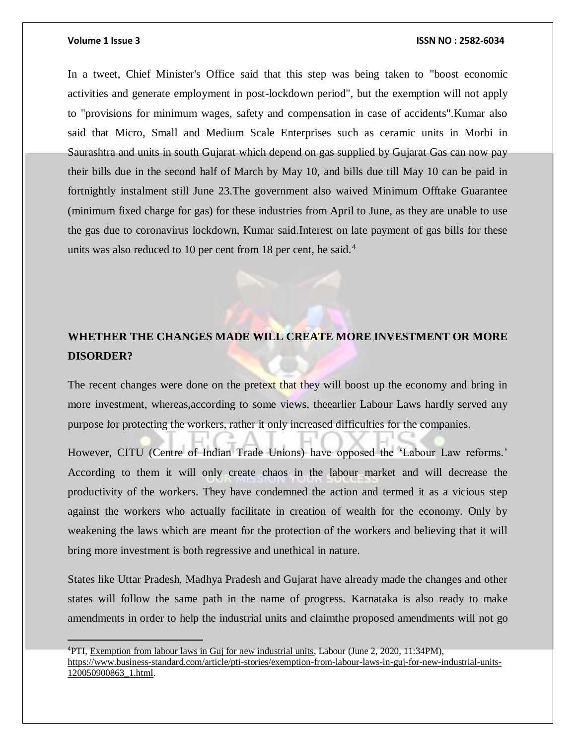In a tweet, Chief Minister's Office said that this step was being taken to "boost economic activities and generate employment in post-lockdown period", but the exemption will not apply to "provisions for minimum wages, safety and compensation in case of accidents".Kumar also said that Micro, Small and Medium Scale Enterprises such as ceramic units in Morbi in Saurashtra and units in south Gujarat which depend on gas supplied by Gujarat Gas can now pay their bills due in the second half of March by May 10, and bills due till May 10 can be paid in fortnightly instalment still June 23.The government also waived Minimum Offtake Guarantee (minimum fixed charge for gas) for these industries from April to June, as they are unable to use the gas due to coronavirus lockdown, Kumar said.Interest on late payment of gas bills for these units was also reduced to 10 per cent from 18 per cent, he said.[4]

## WHETHER THE CHANGES MADE WILL CREATE MORE INVESTMENT OR MORE DISORDER?

The recent changes were done on the pretext that they will boost up the economy and bring in more investment, whereas,according to some views, theearlier Labour Laws hardly served any purpose for protecting the workers, rather it only increased difficulties for the companies.

However, CITU (Centre of Indian Trade Unions) have opposed the 'Labour Law reforms.' According to them it will only create chaos in the labour market and will decrease the productivity of the workers. They have condemned the action and termed it as a vicious step against the workers who actually facilitate in creation of wealth for the economy. Only by weakening the laws which are meant for the protection of the workers and believing that it will bring more investment is both regressive and unethical in nature.

States like Uttar Pradesh, Madhya Pradesh and Gujarat have already made the changes and other states will follow the same path in the name of progress. Karnataka is also ready to make amendments in order to help the industrial units and claimthe proposed amendments will not go

---

[4]PTI, Exemption from labour laws in Guj for new industrial units, Labour (June 2, 2020, 11:34PM), https://www.business-standard.com/article/pti-stories/exemption-from-labour-laws-in-guj-for-new-industrial-units-120050900863_1.html.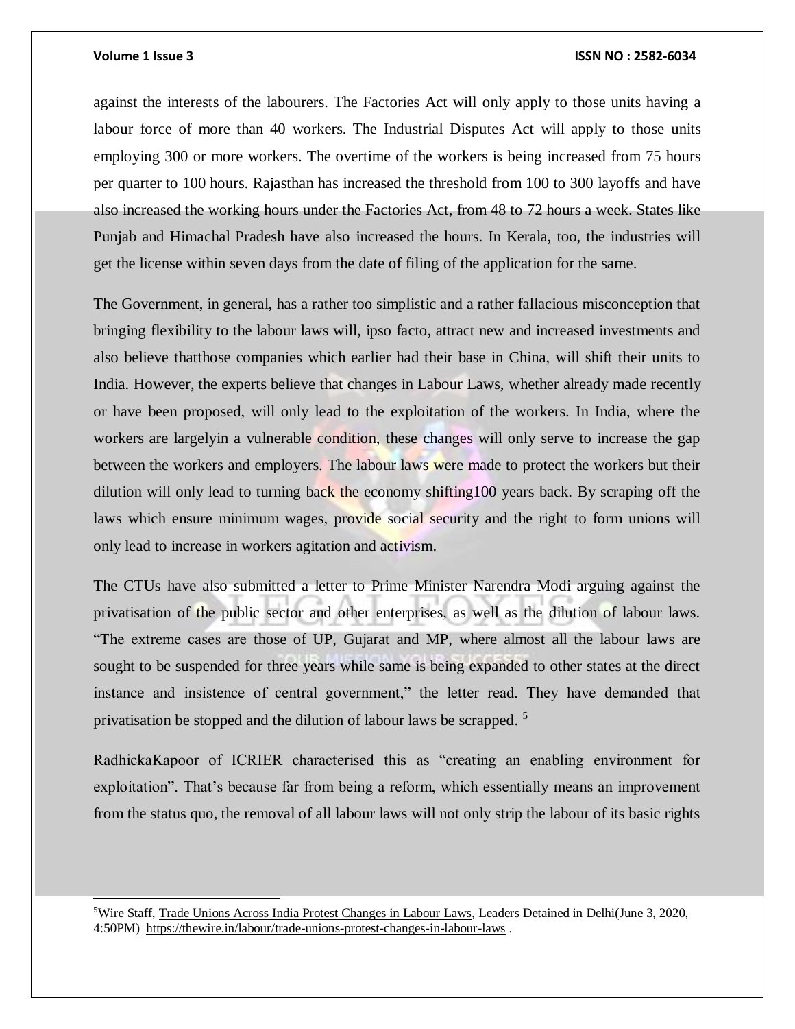against the interests of the labourers. The Factories Act will only apply to those units having a labour force of more than 40 workers. The Industrial Disputes Act will apply to those units employing 300 or more workers. The overtime of the workers is being increased from 75 hours per quarter to 100 hours. Rajasthan has increased the threshold from 100 to 300 layoffs and have also increased the working hours under the Factories Act, from 48 to 72 hours a week. States like Punjab and Himachal Pradesh have also increased the hours. In Kerala, too, the industries will get the license within seven days from the date of filing of the application for the same.

The Government, in general, has a rather too simplistic and a rather fallacious misconception that bringing flexibility to the labour laws will, ipso facto, attract new and increased investments and also believe thatthose companies which earlier had their base in China, will shift their units to India. However, the experts believe that changes in Labour Laws, whether already made recently or have been proposed, will only lead to the exploitation of the workers. In India, where the workers are largelyin a vulnerable condition, these changes will only serve to increase the gap between the workers and employers. The labour laws were made to protect the workers but their dilution will only lead to turning back the economy shifting100 years back. By scraping off the laws which ensure minimum wages, provide social security and the right to form unions will only lead to increase in workers agitation and activism.

The CTUs have also submitted a letter to Prime Minister Narendra Modi arguing against the privatisation of the public sector and other enterprises, as well as the dilution of labour laws. "The extreme cases are those of UP, Gujarat and MP, where almost all the labour laws are sought to be suspended for three years while same is being expanded to other states at the direct instance and insistence of central government," the letter read. They have demanded that privatisation be stopped and the dilution of labour laws be scrapped. [5]

RadhickaKapoor of ICRIER characterised this as "creating an enabling environment for exploitation". That's because far from being a reform, which essentially means an improvement from the status quo, the removal of all labour laws will not only strip the labour of its basic rights

---

[5] Wire Staff, Trade Unions Across India Protest Changes in Labour Laws, Leaders Detained in Delhi(June 3, 2020, 4:50PM) https://thewire.in/labour/trade-unions-protest-changes-in-labour-laws .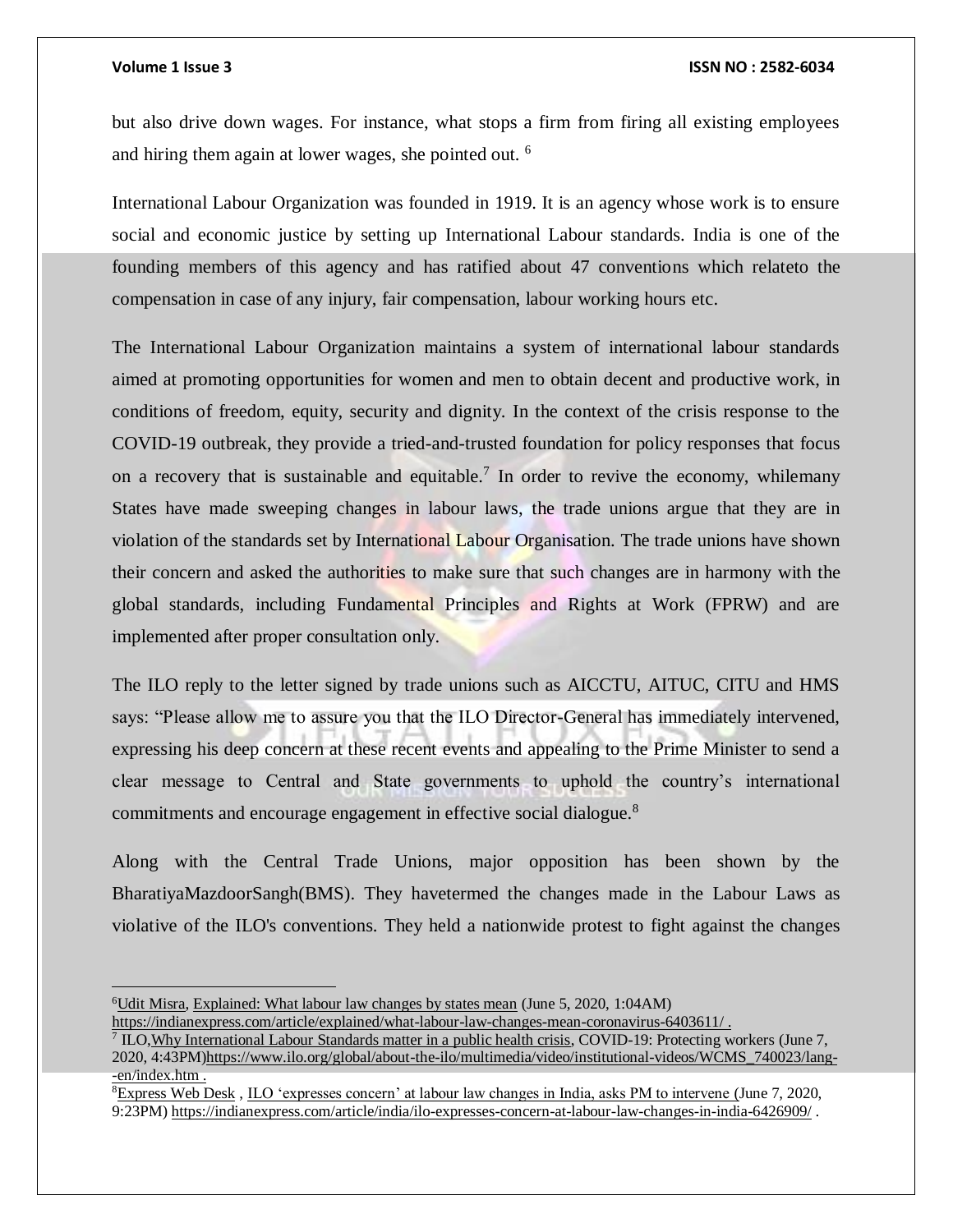but also drive down wages. For instance, what stops a firm from firing all existing employees and hiring them again at lower wages, she pointed out. [6]

International Labour Organization was founded in 1919. It is an agency whose work is to ensure social and economic justice by setting up International Labour standards. India is one of the founding members of this agency and has ratified about 47 conventions which relateto the compensation in case of any injury, fair compensation, labour working hours etc.

The International Labour Organization maintains a system of international labour standards aimed at promoting opportunities for women and men to obtain decent and productive work, in conditions of freedom, equity, security and dignity. In the context of the crisis response to the COVID-19 outbreak, they provide a tried-and-trusted foundation for policy responses that focus on a recovery that is sustainable and equitable.[7] In order to revive the economy, whilemany States have made sweeping changes in labour laws, the trade unions argue that they are in violation of the standards set by International Labour Organisation. The trade unions have shown their concern and asked the authorities to make sure that such changes are in harmony with the global standards, including Fundamental Principles and Rights at Work (FPRW) and are implemented after proper consultation only.

The ILO reply to the letter signed by trade unions such as AICCTU, AITUC, CITU and HMS says: "Please allow me to assure you that the ILO Director-General has immediately intervened, expressing his deep concern at these recent events and appealing to the Prime Minister to send a clear message to Central and State governments to uphold the country's international commitments and encourage engagement in effective social dialogue.[8]

Along with the Central Trade Unions, major opposition has been shown by the BharatiyaMazdoorSangh(BMS). They havetermed the changes made in the Labour Laws as violative of the ILO's conventions. They held a nationwide protest to fight against the changes

---

[6] Udit Misra, Explained: What labour law changes by states mean (June 5, 2020, 1:04AM) https://indianexpress.com/article/explained/what-labour-law-changes-mean-coronavirus-6403611/ .

[7] ILO, Why International Labour Standards matter in a public health crisis, COVID-19: Protecting workers (June 7, 2020, 4:43PM) https://www.ilo.org/global/about-the-ilo/multimedia/video/institutional-videos/WCMS_740023/lang--en/index.htm .

[8] Express Web Desk , ILO 'expresses concern' at labour law changes in India, asks PM to intervene (June 7, 2020, 9:23PM) https://indianexpress.com/article/india/ilo-expresses-concern-at-labour-law-changes-in-india-6426909/ .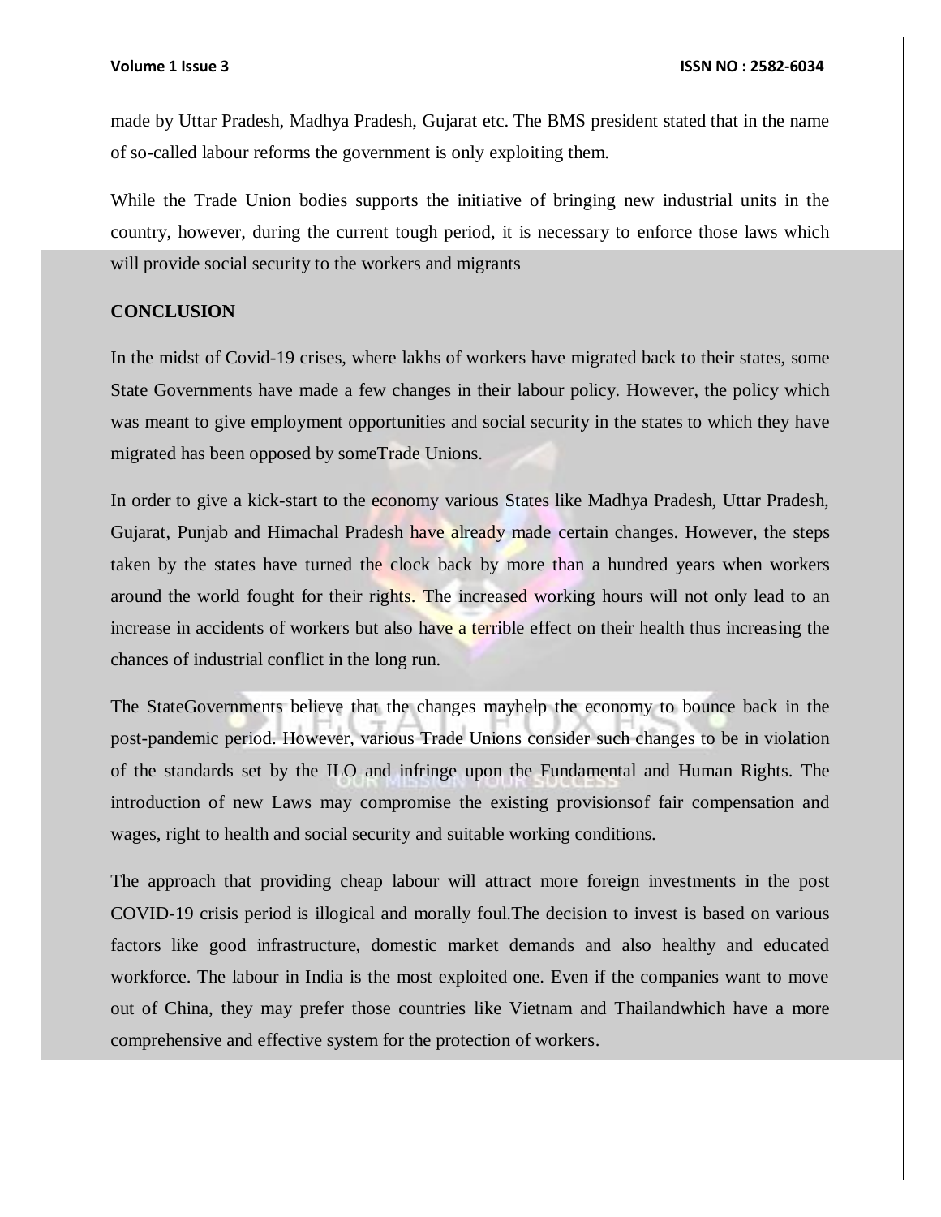made by Uttar Pradesh, Madhya Pradesh, Gujarat etc. The BMS president stated that in the name of so-called labour reforms the government is only exploiting them.

While the Trade Union bodies supports the initiative of bringing new industrial units in the country, however, during the current tough period, it is necessary to enforce those laws which will provide social security to the workers and migrants

## CONCLUSION

In the midst of Covid-19 crises, where lakhs of workers have migrated back to their states, some State Governments have made a few changes in their labour policy. However, the policy which was meant to give employment opportunities and social security in the states to which they have migrated has been opposed by someTrade Unions.

In order to give a kick-start to the economy various States like Madhya Pradesh, Uttar Pradesh, Gujarat, Punjab and Himachal Pradesh have already made certain changes. However, the steps taken by the states have turned the clock back by more than a hundred years when workers around the world fought for their rights. The increased working hours will not only lead to an increase in accidents of workers but also have a terrible effect on their health thus increasing the chances of industrial conflict in the long run.

The StateGovernments believe that the changes mayhelp the economy to bounce back in the post-pandemic period. However, various Trade Unions consider such changes to be in violation of the standards set by the ILO and infringe upon the Fundamental and Human Rights. The introduction of new Laws may compromise the existing provisionsof fair compensation and wages, right to health and social security and suitable working conditions.

The approach that providing cheap labour will attract more foreign investments in the post COVID-19 crisis period is illogical and morally foul.The decision to invest is based on various factors like good infrastructure, domestic market demands and also healthy and educated workforce. The labour in India is the most exploited one. Even if the companies want to move out of China, they may prefer those countries like Vietnam and Thailandwhich have a more comprehensive and effective system for the protection of workers.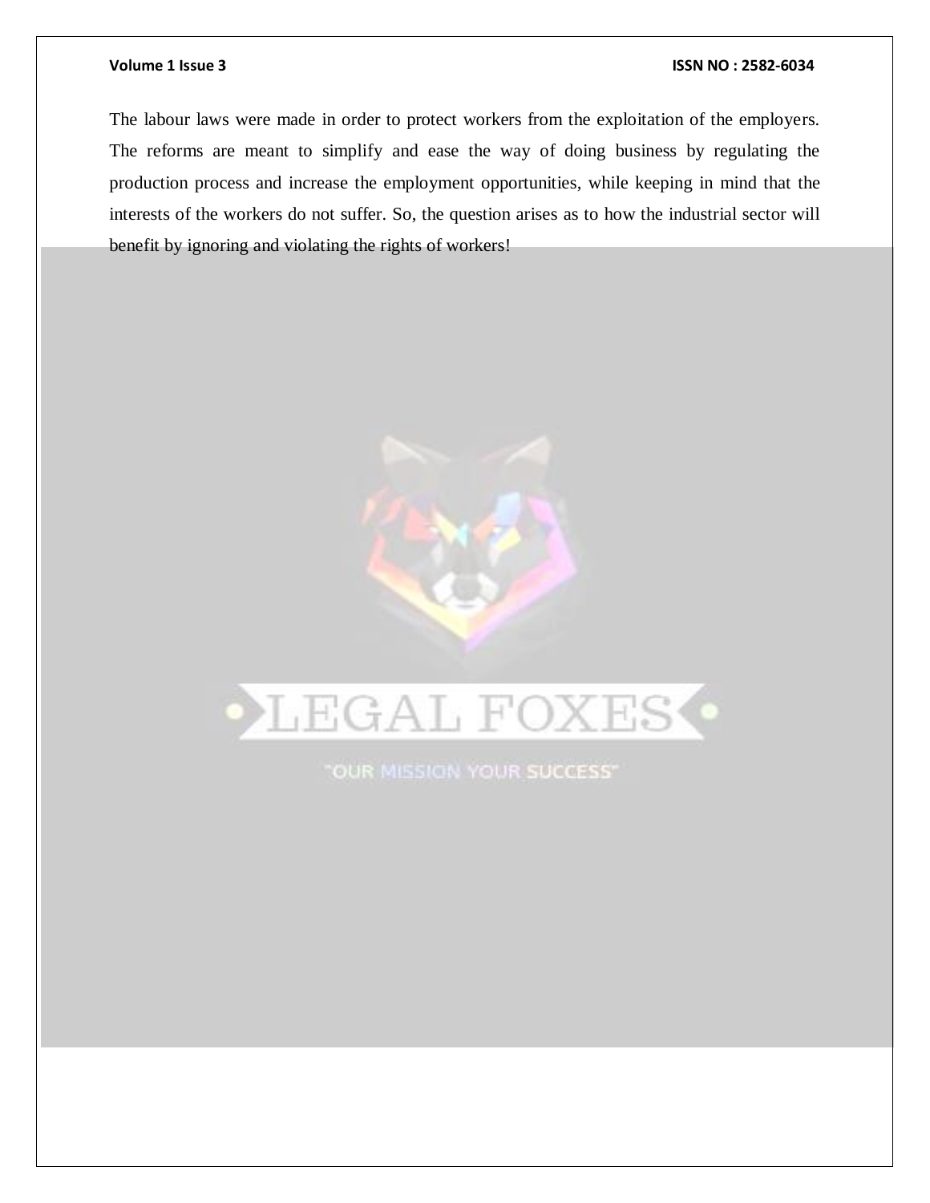The labour laws were made in order to protect workers from the exploitation of the employers. The reforms are meant to simplify and ease the way of doing business by regulating the production process and increase the employment opportunities, while keeping in mind that the interests of the workers do not suffer. So, the question arises as to how the industrial sector will benefit by ignoring and violating the rights of workers!